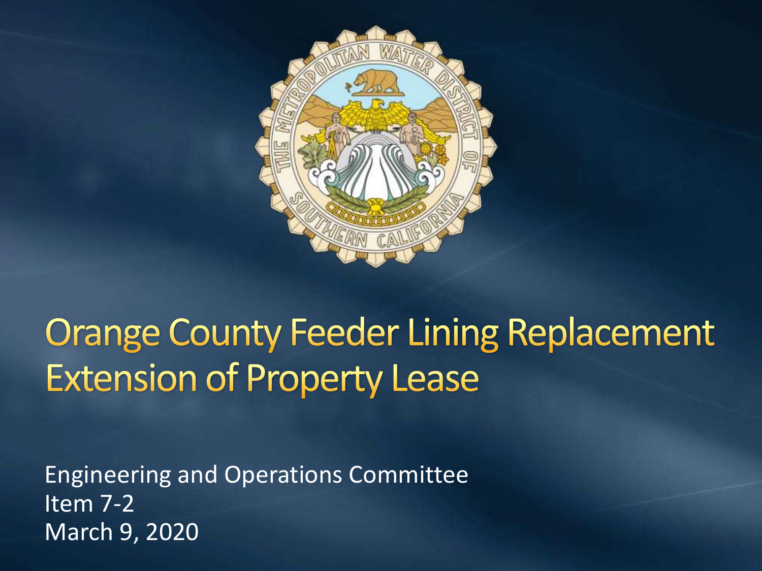# Orange County Feeder Lining Replacement Extension of Property Lease

Engineering and Operations Committee
Item 7-2
March 9, 2020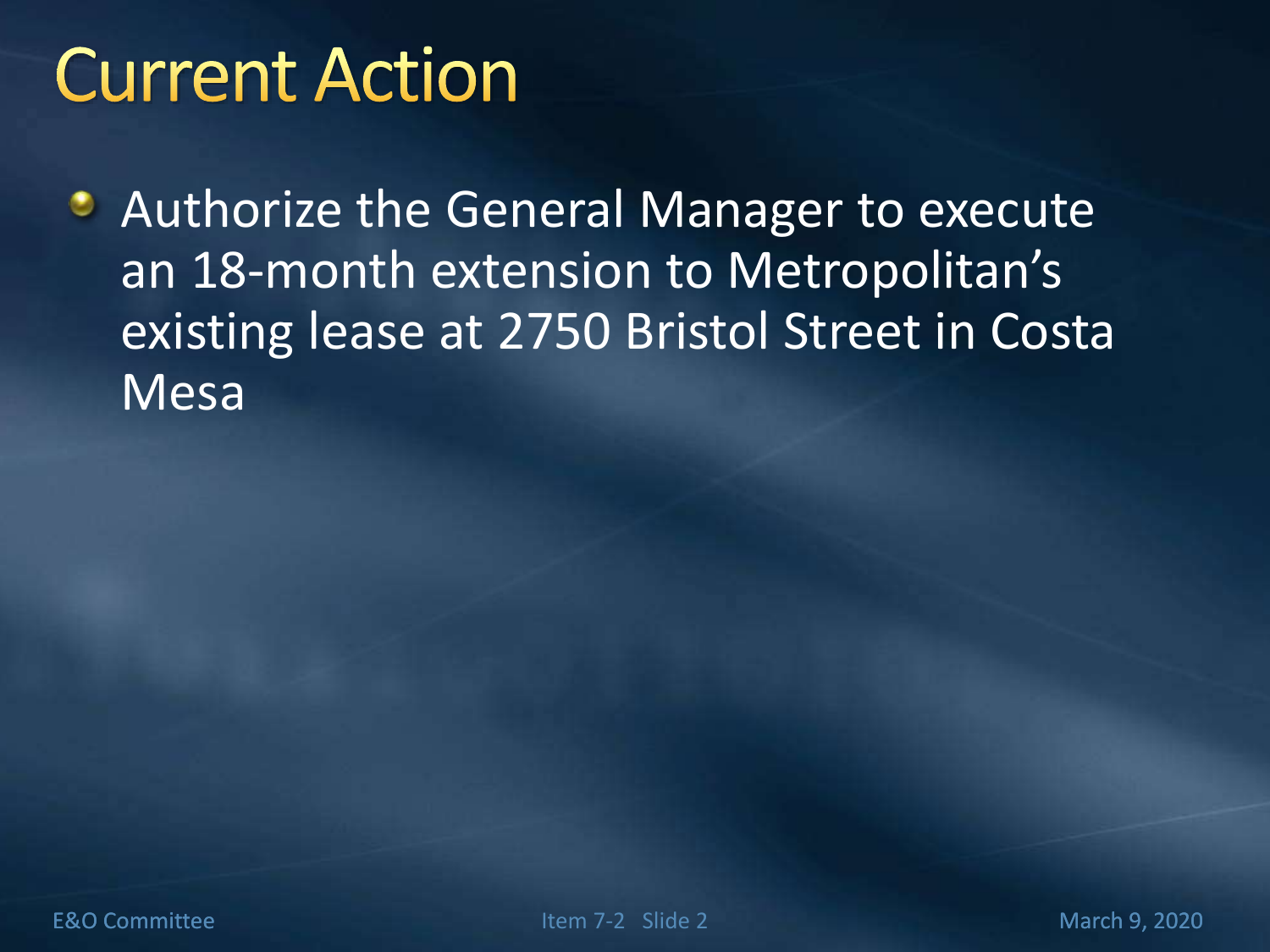# Current Action

- Authorize the General Manager to execute an 18-month extension to Metropolitan's existing lease at 2750 Bristol Street in Costa Mesa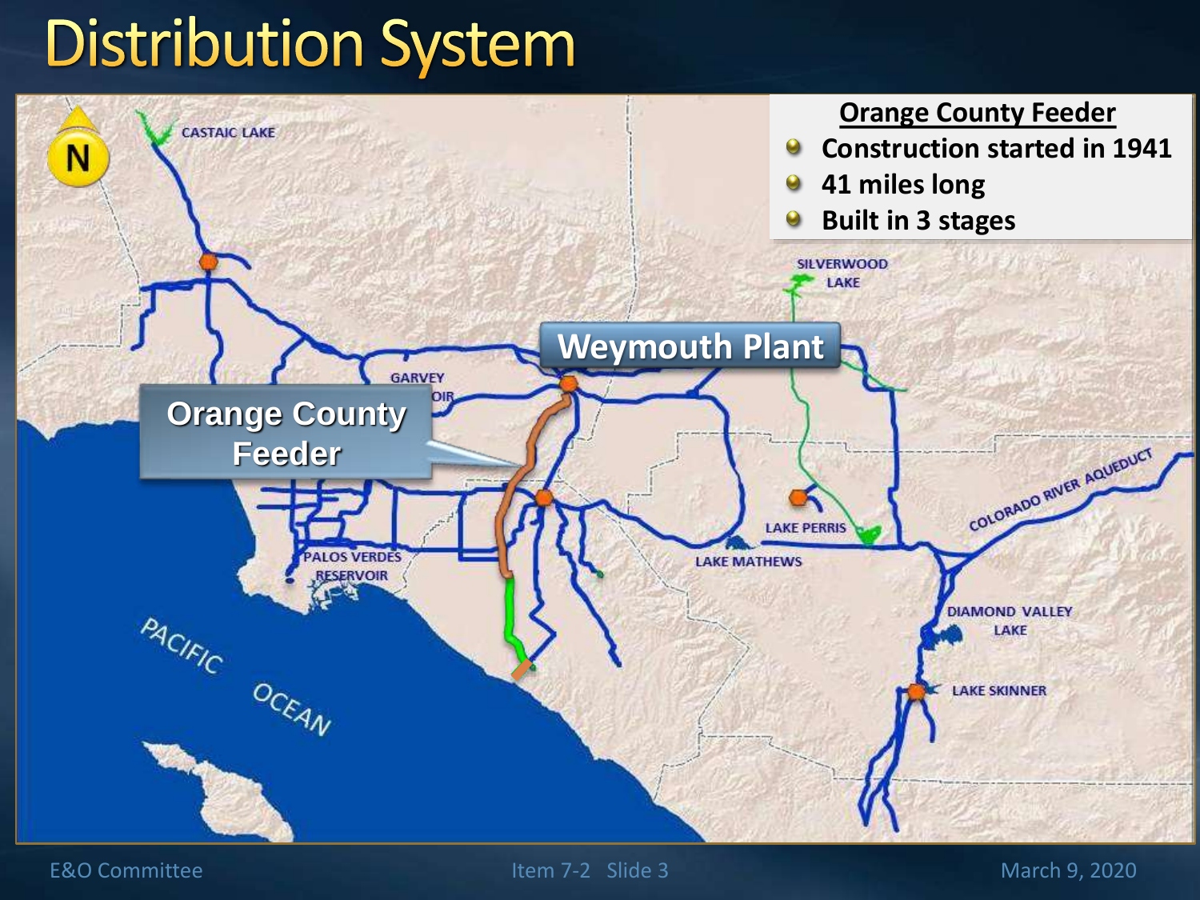# Distribution System

**Orange County Feeder**

- Construction started in 1941
- 41 miles long
- Built in 3 stages

Weymouth Plant

Orange County Feeder

CASTAIC LAKE

GARVEY RESERVOIR

SILVERWOOD LAKE

LAKE PERRIS

LAKE MATHEWS

PALOS VERDES RESERVOIR

COLORADO RIVER AQUEDUCT

DIAMOND VALLEY LAKE

LAKE SKINNER

PACIFIC OCEAN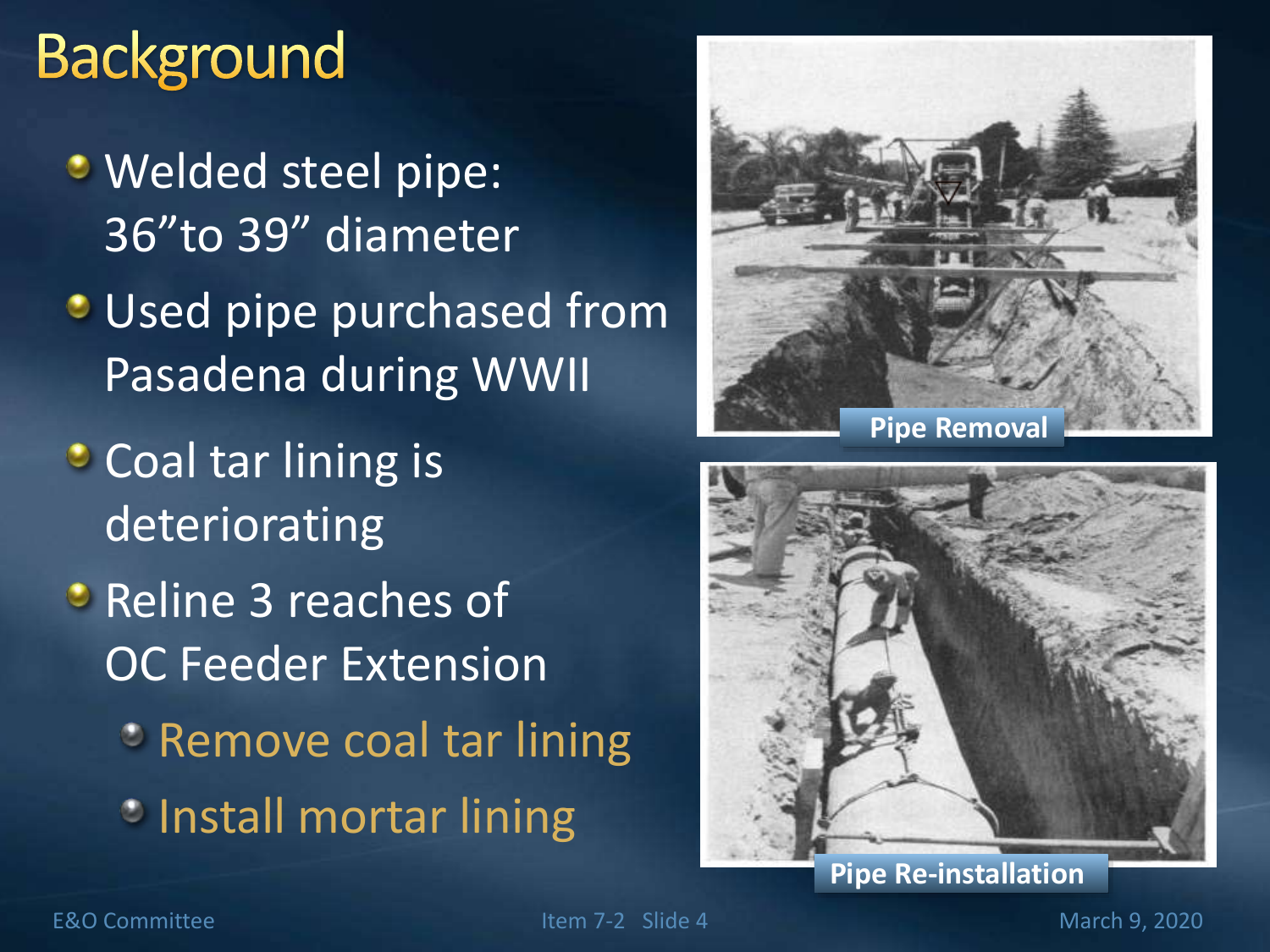# Background

- Welded steel pipe: 36”to 39” diameter
- Used pipe purchased from Pasadena during WWII
- Coal tar lining is deteriorating
- Reline 3 reaches of OC Feeder Extension
  - Remove coal tar lining
  - Install mortar lining

Pipe Removal

Pipe Re-installation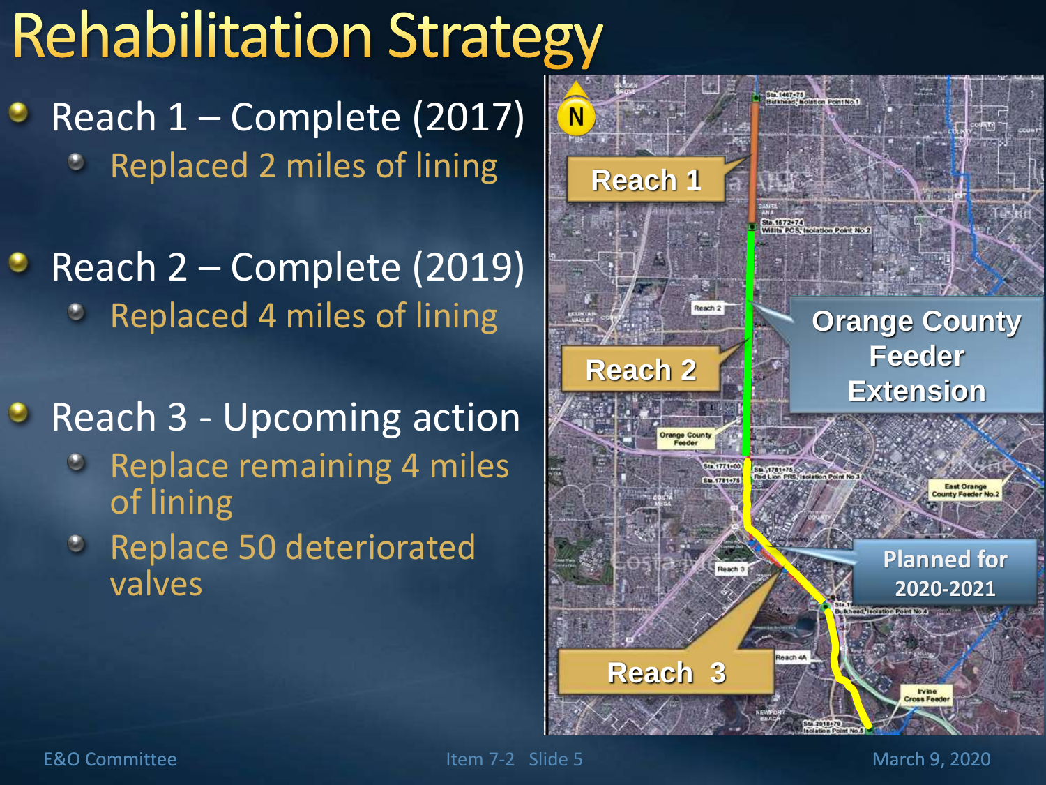# Rehabilitation Strategy

- Reach 1 – Complete (2017)
  - Replaced 2 miles of lining
- Reach 2 – Complete (2019)
  - Replaced 4 miles of lining
- Reach 3 - Upcoming action
  - Replace remaining 4 miles of lining
  - Replace 50 deteriorated valves

Reach 1

Reach 2

Orange County Feeder Extension

Planned for 2020-2021

Reach 3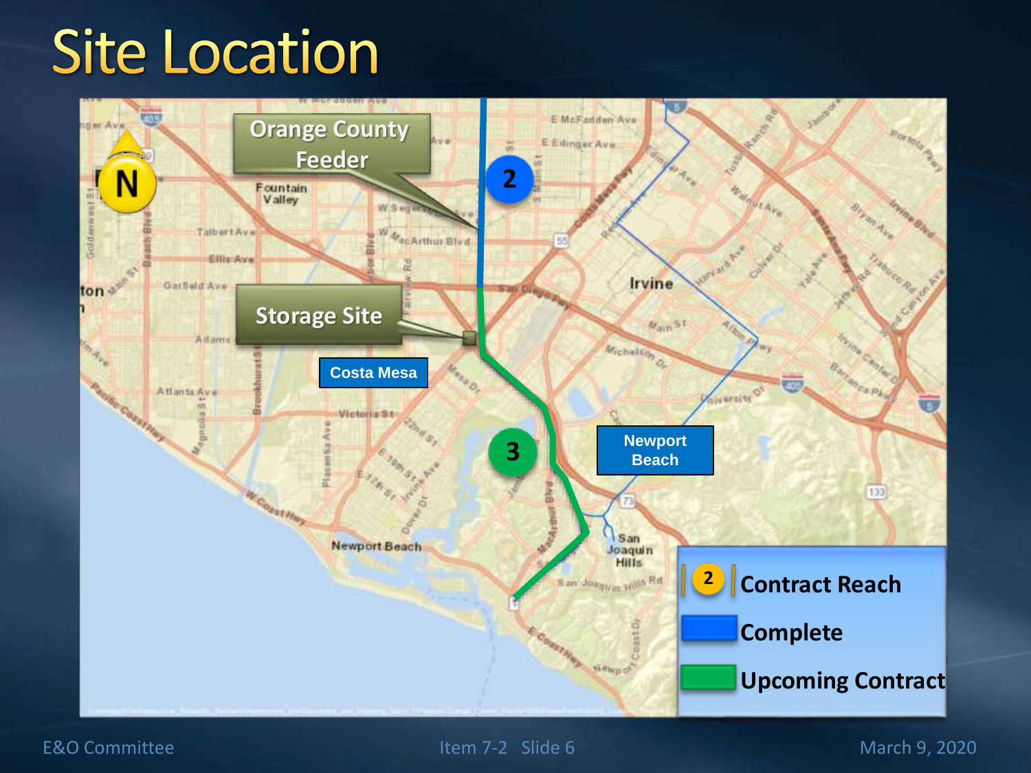# Site Location

Orange County Feeder

Storage Site

Costa Mesa

Newport Beach

2 Contract Reach

Complete

Upcoming Contract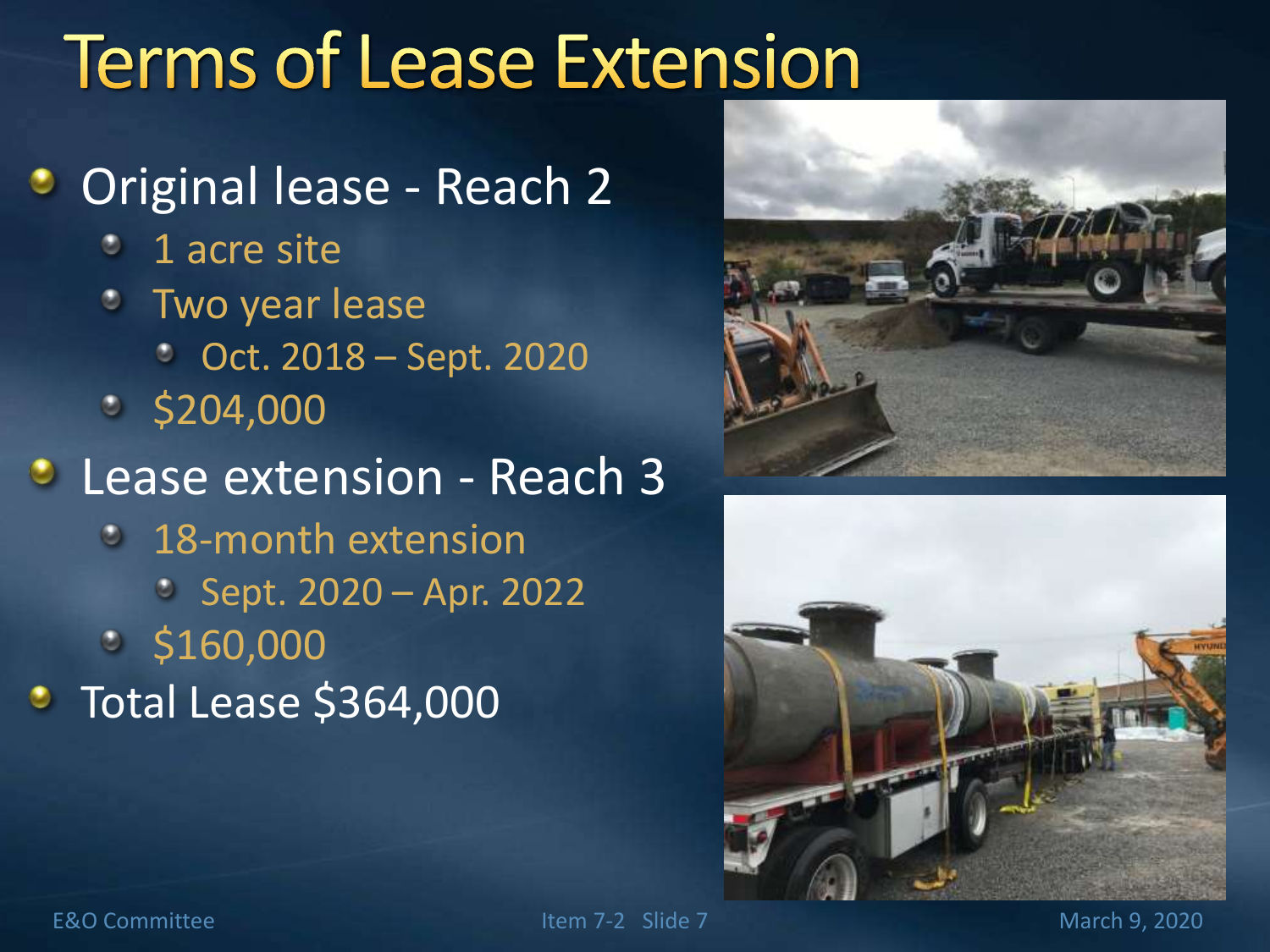# Terms of Lease Extension

- Original lease - Reach 2
  - 1 acre site
  - Two year lease
    - Oct. 2018 – Sept. 2020
  - $204,000
- Lease extension - Reach 3
  - 18-month extension
    - Sept. 2020 – Apr. 2022
  - $160,000
- Total Lease $364,000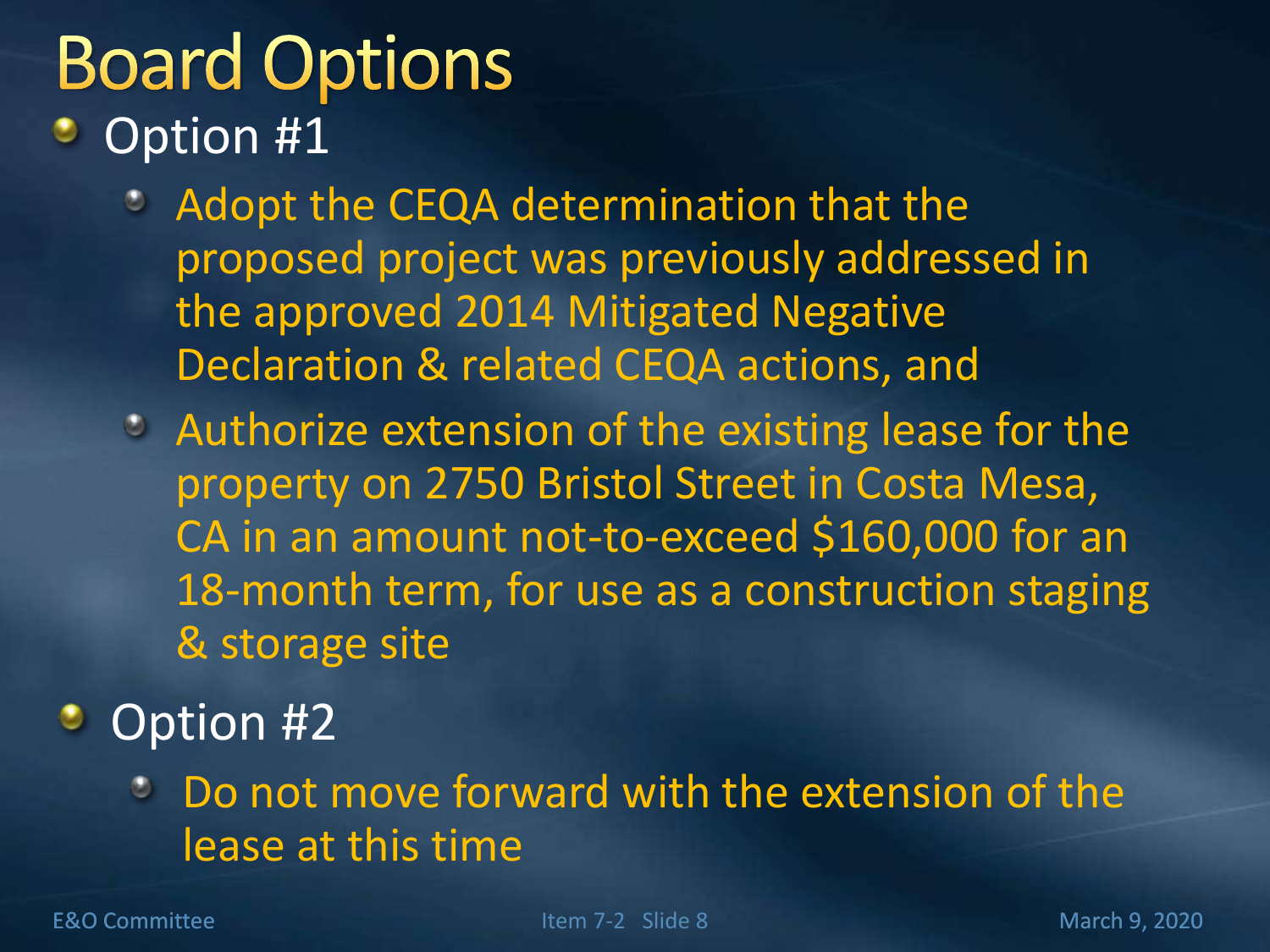# Board Options

- Option #1
  - Adopt the CEQA determination that the proposed project was previously addressed in the approved 2014 Mitigated Negative Declaration & related CEQA actions, and
  - Authorize extension of the existing lease for the property on 2750 Bristol Street in Costa Mesa, CA in an amount not-to-exceed $160,000 for an 18-month term, for use as a construction staging & storage site
- Option #2
  - Do not move forward with the extension of the lease at this time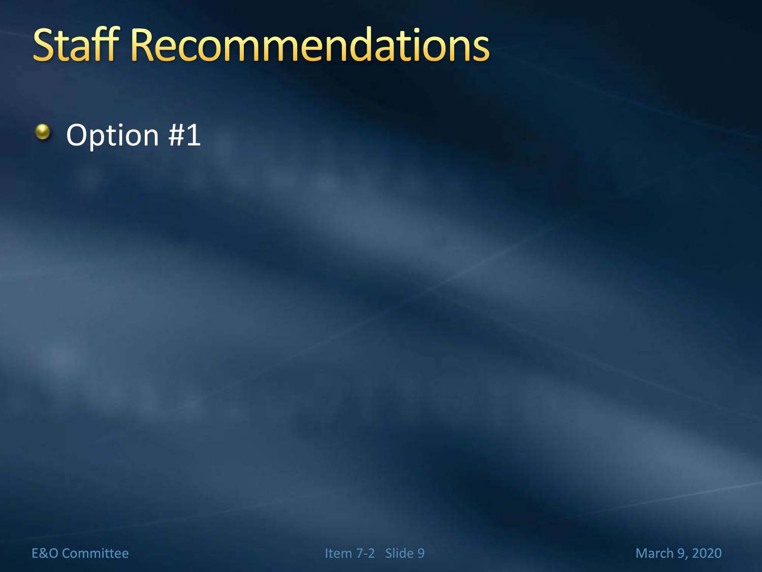# Staff Recommendations

- Option #1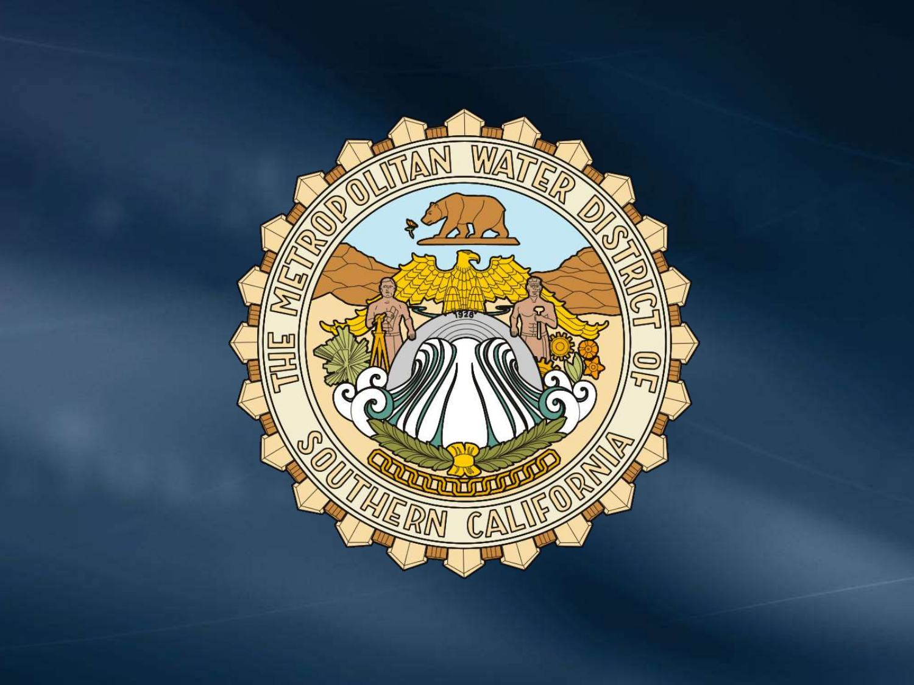THE METROPOLITAN WATER DISTRICT OF SOUTHERN CALIFORNIA

1928